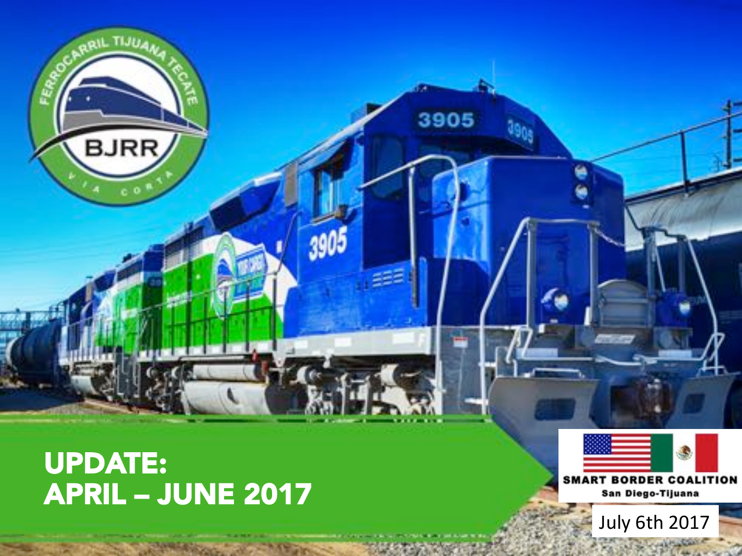# UPDATE:
# APRIL – JUNE 2017

SMART BORDER COALITION
San Diego-Tijuana

July 6th 2017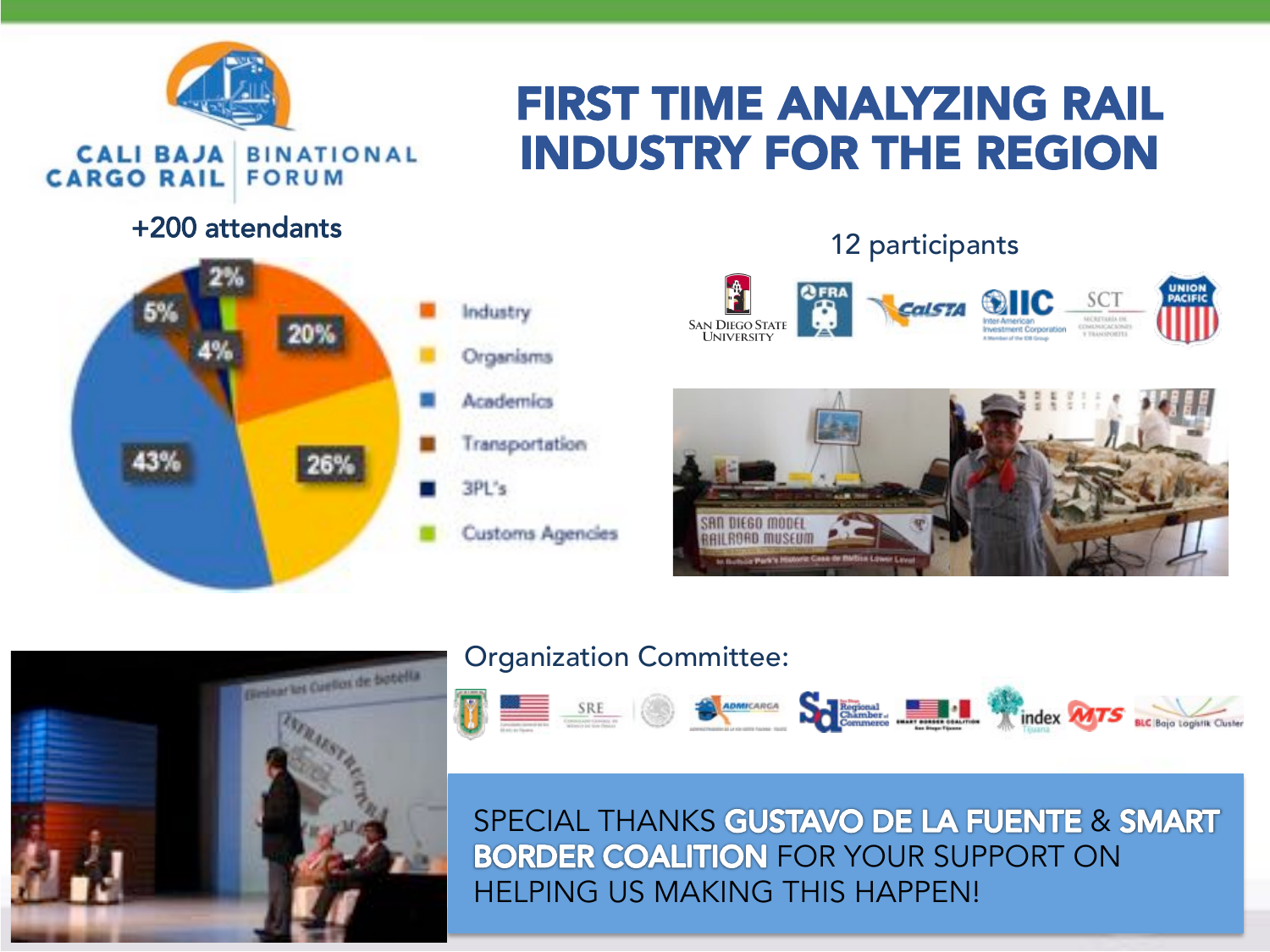CALI BAJA CARGO RAIL | BINATIONAL FORUM

# FIRST TIME ANALYZING RAIL INDUSTRY FOR THE REGION

+200 attendants

2%
5%
4%
20%
43%
26%

Industry
Organisms
Academics
Transportation
3PL's
Customs Agencies

12 participants

SAN DIEGO STATE UNIVERSITY
FRA
CalSTA
IIC Inter-American Investment Corporation
SCT
UNION PACIFIC

SAN DIEGO MODEL RAILROAD MUSEUM

Organization Committee:

SRE
ADMICARGA
San Diego Regional Chamber of Commerce
SMART BORDER COALITION
index Tijuana
MTS
BLC Baja Logistik Cluster

SPECIAL THANKS **GUSTAVO DE LA FUENTE** & **SMART BORDER COALITION** FOR YOUR SUPPORT ON HELPING US MAKING THIS HAPPEN!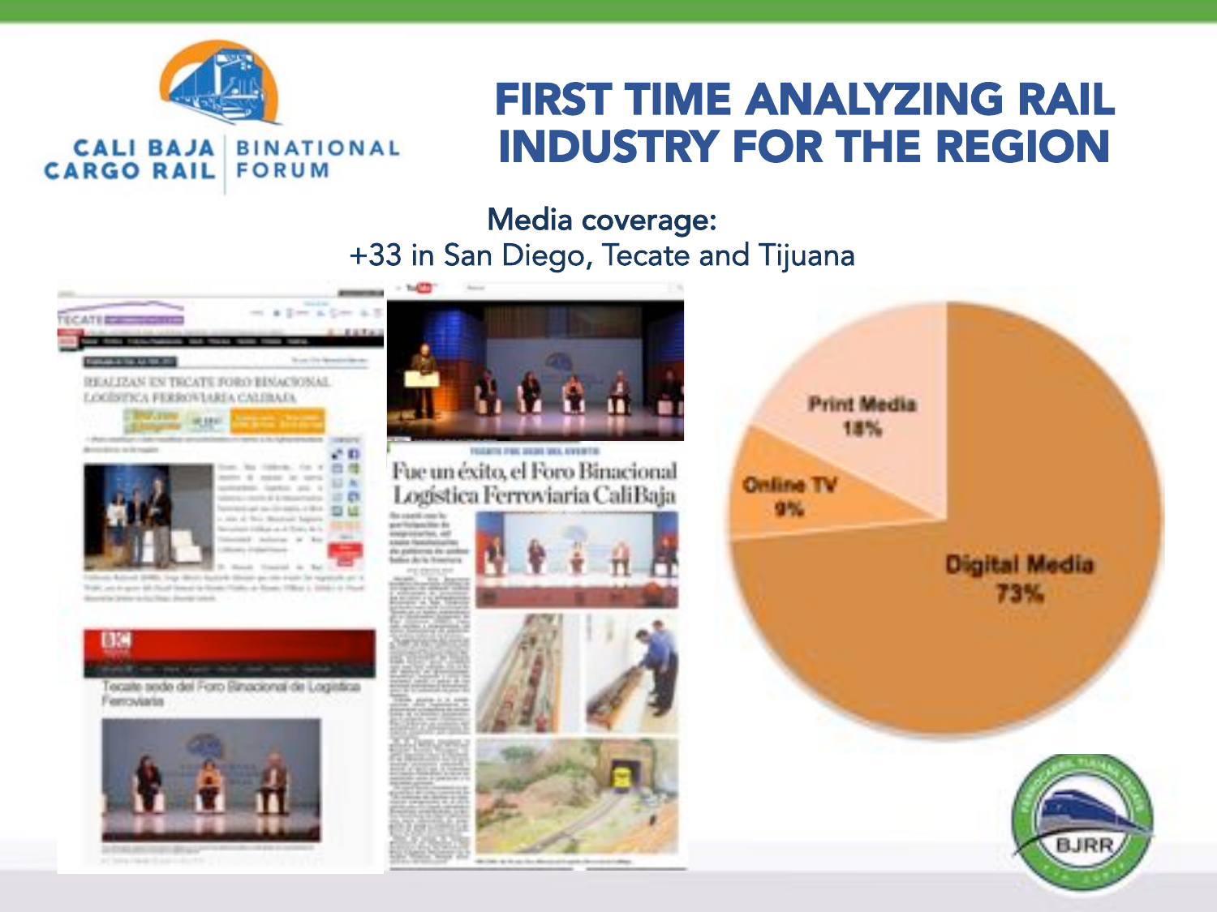CALI BAJA CARGO RAIL | BINATIONAL FORUM

# FIRST TIME ANALYZING RAIL INDUSTRY FOR THE REGION

Media coverage:
+33 in San Diego, Tecate and Tijuana

Print Media
18%

Online TV
9%

Digital Media
73%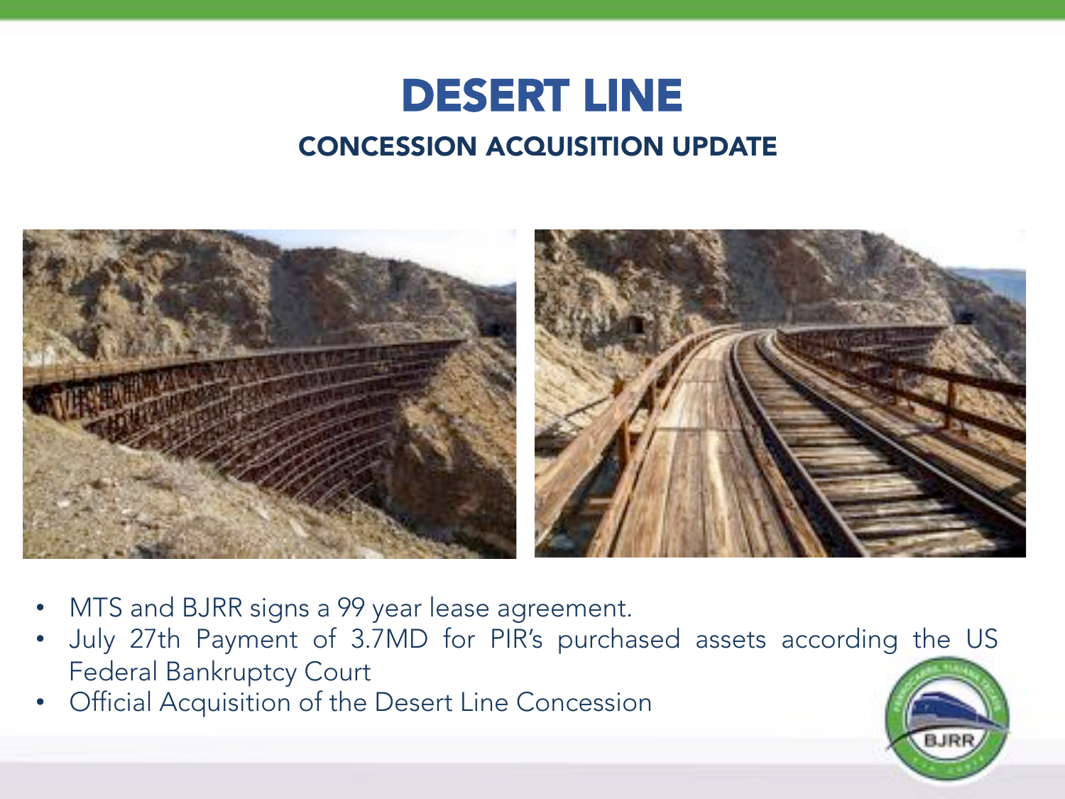# DESERT LINE

## CONCESSION ACQUISITION UPDATE

- MTS and BJRR signs a 99 year lease agreement.
- July 27th Payment of 3.7MD for PIR's purchased assets according the US Federal Bankruptcy Court
- Official Acquisition of the Desert Line Concession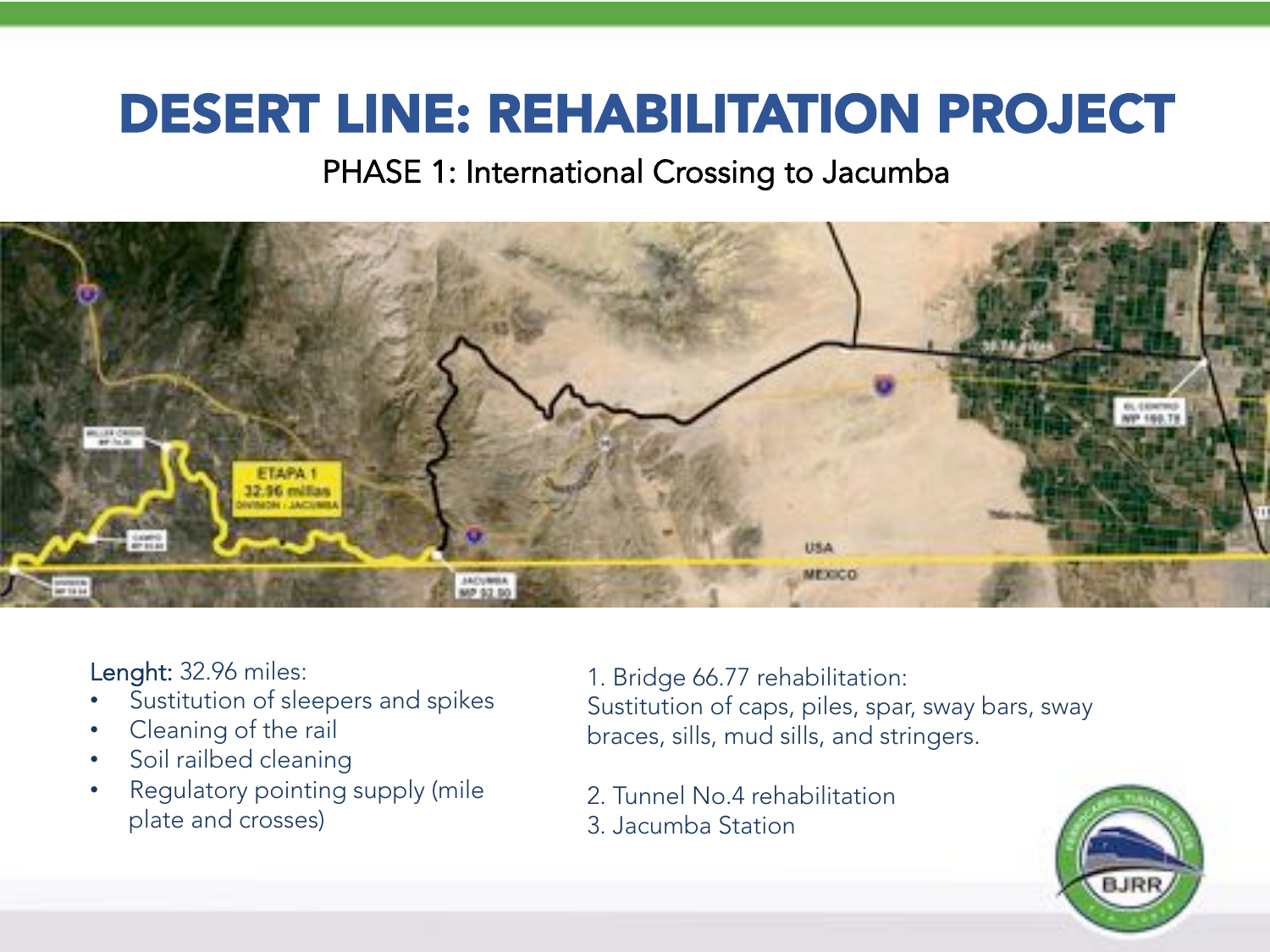# DESERT LINE: REHABILITATION PROJECT

PHASE 1: International Crossing to Jacumba

Lenght: 32.96 miles:

- Sustitution of sleepers and spikes
- Cleaning of the rail
- Soil railbed cleaning
- Regulatory pointing supply (mile plate and crosses)

1. Bridge 66.77 rehabilitation:
Sustitution of caps, piles, spar, sway bars, sway braces, sills, mud sills, and stringers.

2. Tunnel No.4 rehabilitation
3. Jacumba Station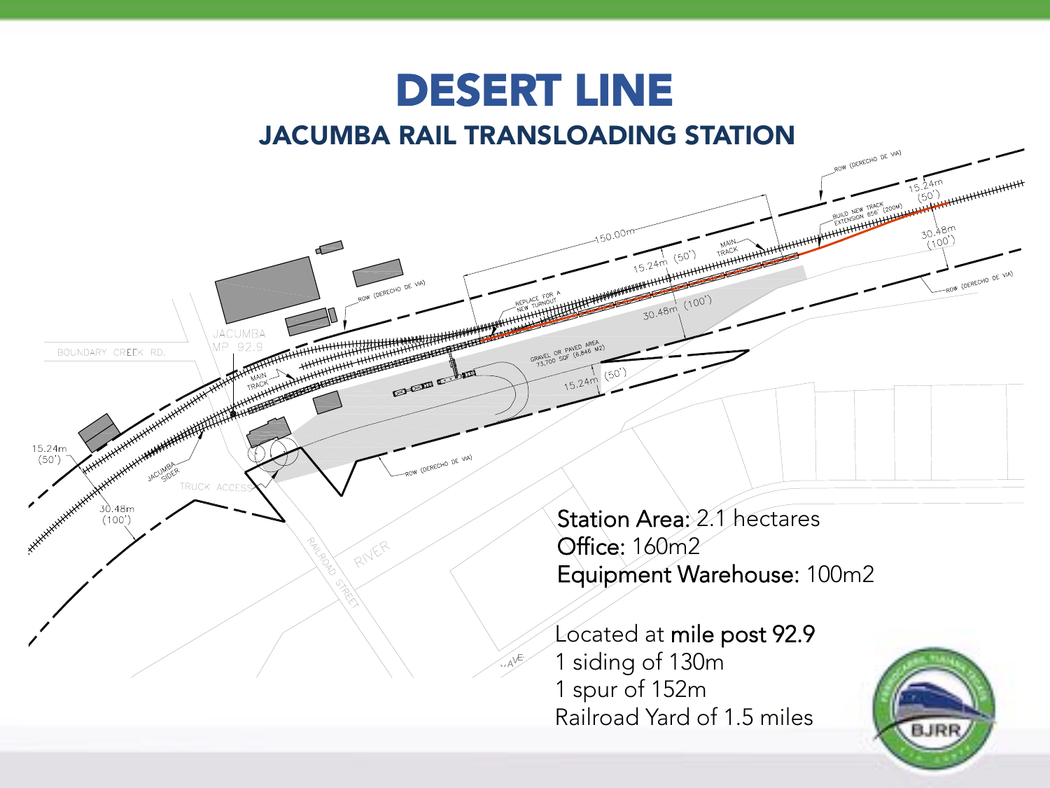# DESERT LINE

## JACUMBA RAIL TRANSLOADING STATION

ROW (DERECHO DE VIA)

15.24m (50')

BUILD NEW TRACK EXTENSION 656' (200M)

30.48m (100')

ROW (DERECHO DE VIA)

150.00m

MAIN TRACK

15.24m (50')

REPLACE FOR A NEW TURNOUT

30.48m (100')

ROW (DERECHO DE VIA)

JACUMBA MP 92.9

BOUNDARY CREEK RD.

GRAVEL OR PAVED AREA 73,700 SQF (6,846 M2)

15.24m (50')

MAIN TRACK

15.24m (50')

JACUMBA SIDER

TRUCK ACCESS

ROW (DERECHO DE VIA)

30.48m (100')

RAILROAD STREET

RIVER

AVE

**Station Area:** 2.1 hectares
**Office:** 160m2
**Equipment Warehouse:** 100m2

Located at **mile post 92.9**
1 siding of 130m
1 spur of 152m
Railroad Yard of 1.5 miles

BJRR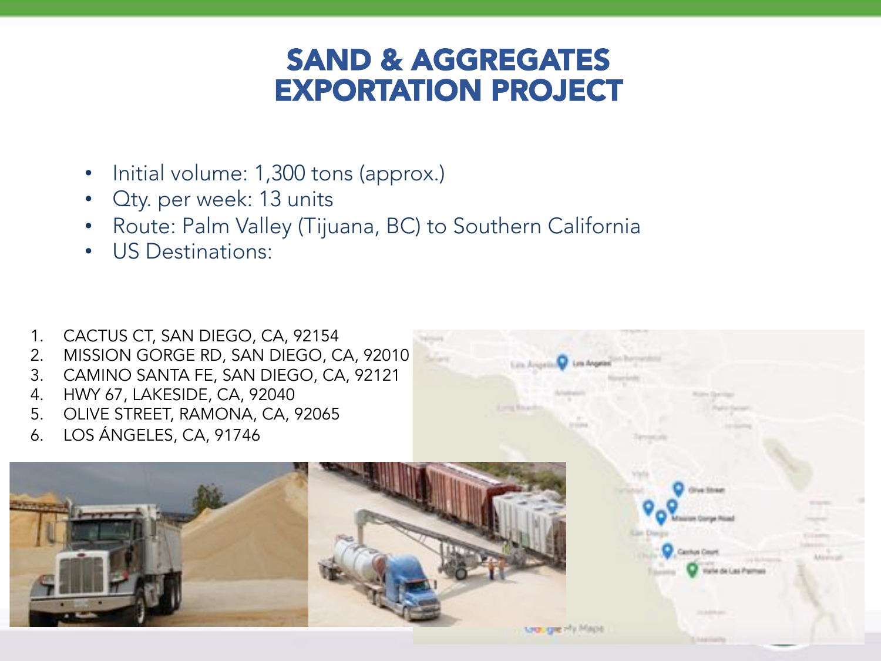# SAND & AGGREGATES EXPORTATION PROJECT

- Initial volume: 1,300 tons (approx.)
- Qty. per week: 13 units
- Route: Palm Valley (Tijuana, BC) to Southern California
- US Destinations:

1. CACTUS CT, SAN DIEGO, CA, 92154
2. MISSION GORGE RD, SAN DIEGO, CA, 92010
3. CAMINO SANTA FE, SAN DIEGO, CA, 92121
4. HWY 67, LAKESIDE, CA, 92040
5. OLIVE STREET, RAMONA, CA, 92065
6. LOS ÁNGELES, CA, 91746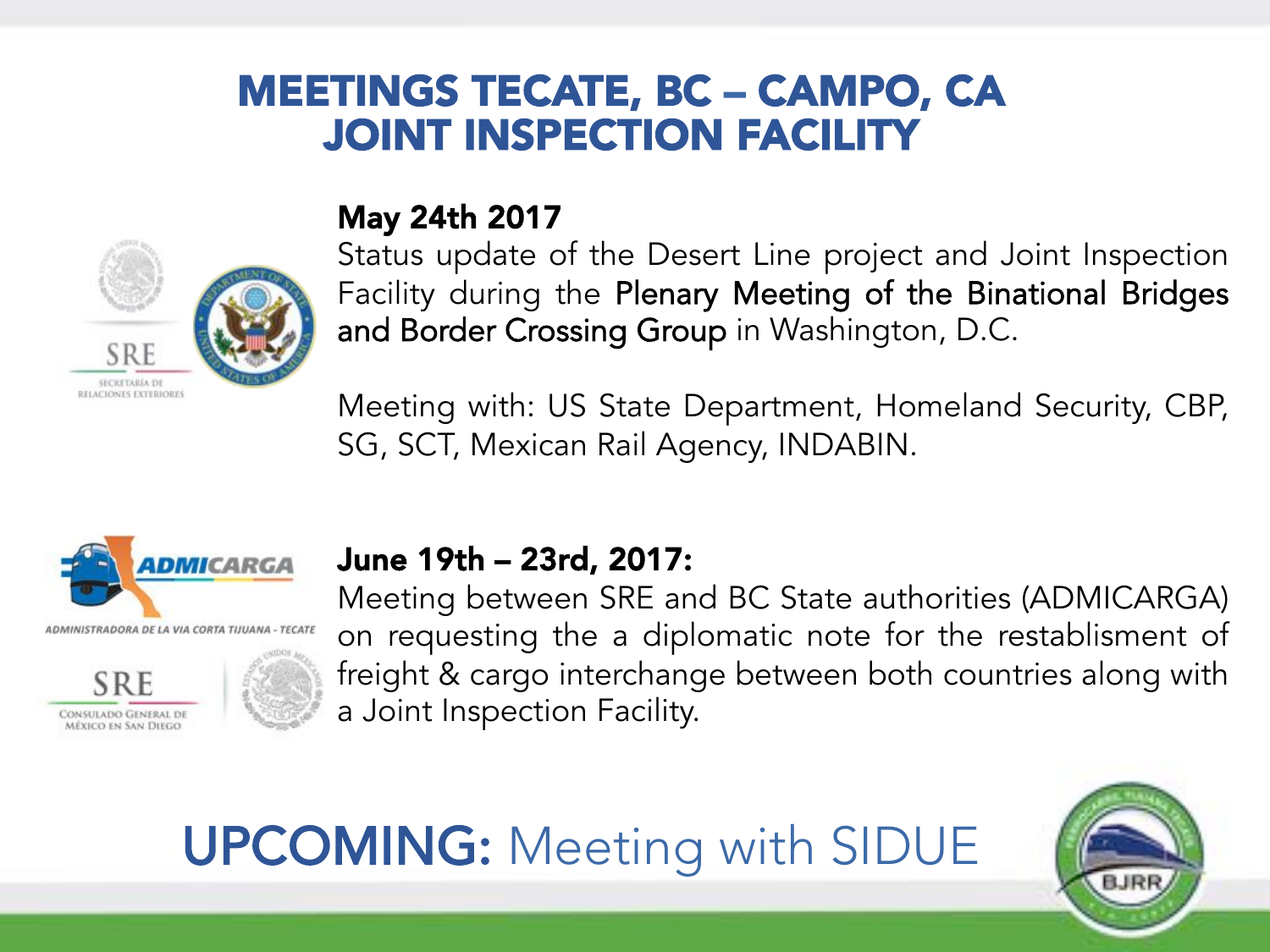# MEETINGS TECATE, BC – CAMPO, CA JOINT INSPECTION FACILITY

**May 24th 2017**

Status update of the Desert Line project and Joint Inspection Facility during the **Plenary Meeting of the Binational Bridges and Border Crossing Group** in Washington, D.C.

Meeting with: US State Department, Homeland Security, CBP, SG, SCT, Mexican Rail Agency, INDABIN.

**June 19th – 23rd, 2017:**

Meeting between SRE and BC State authorities (ADMICARGA) on requesting the a diplomatic note for the restablisment of freight & cargo interchange between both countries along with a Joint Inspection Facility.

## UPCOMING: Meeting with SIDUE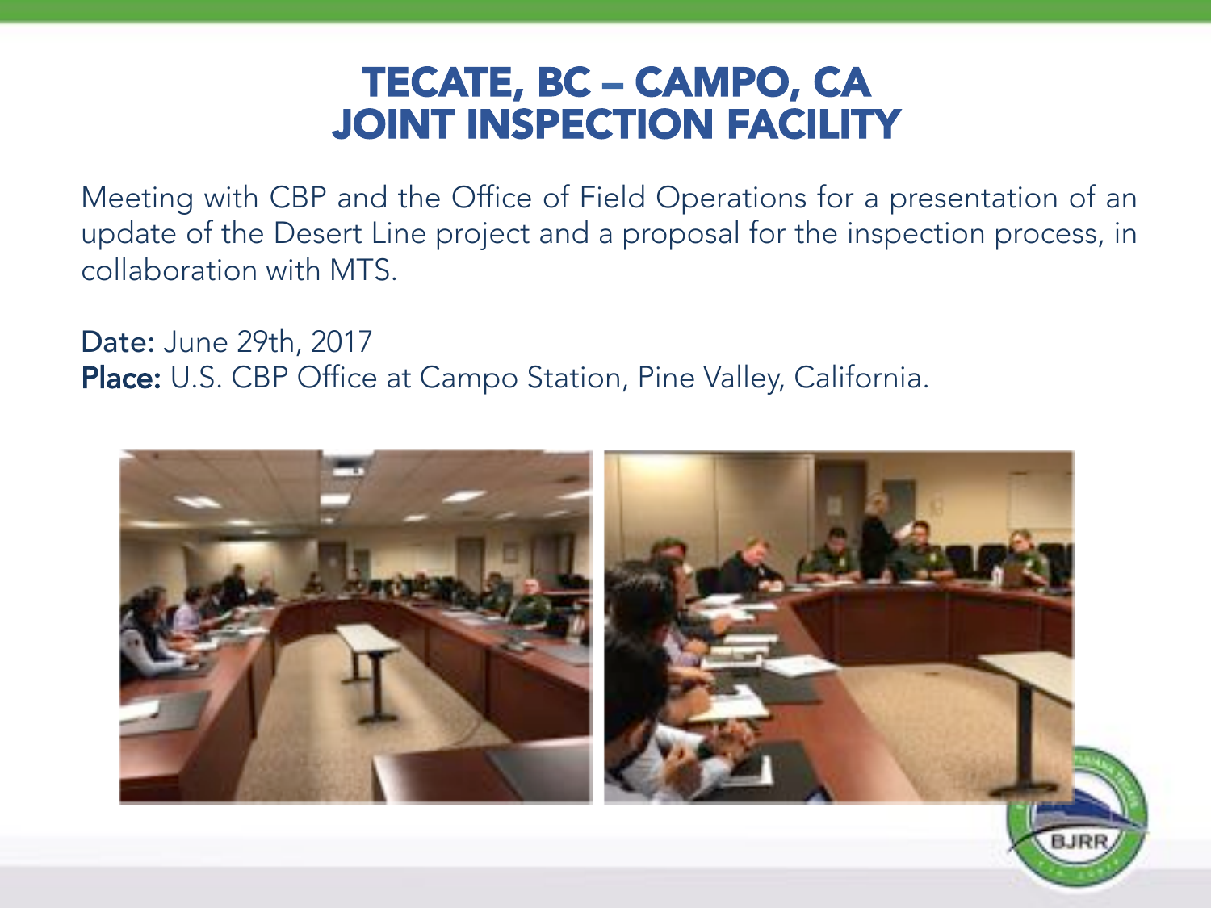# TECATE, BC – CAMPO, CA
# JOINT INSPECTION FACILITY

Meeting with CBP and the Office of Field Operations for a presentation of an update of the Desert Line project and a proposal for the inspection process, in collaboration with MTS.

**Date:** June 29th, 2017
**Place:** U.S. CBP Office at Campo Station, Pine Valley, California.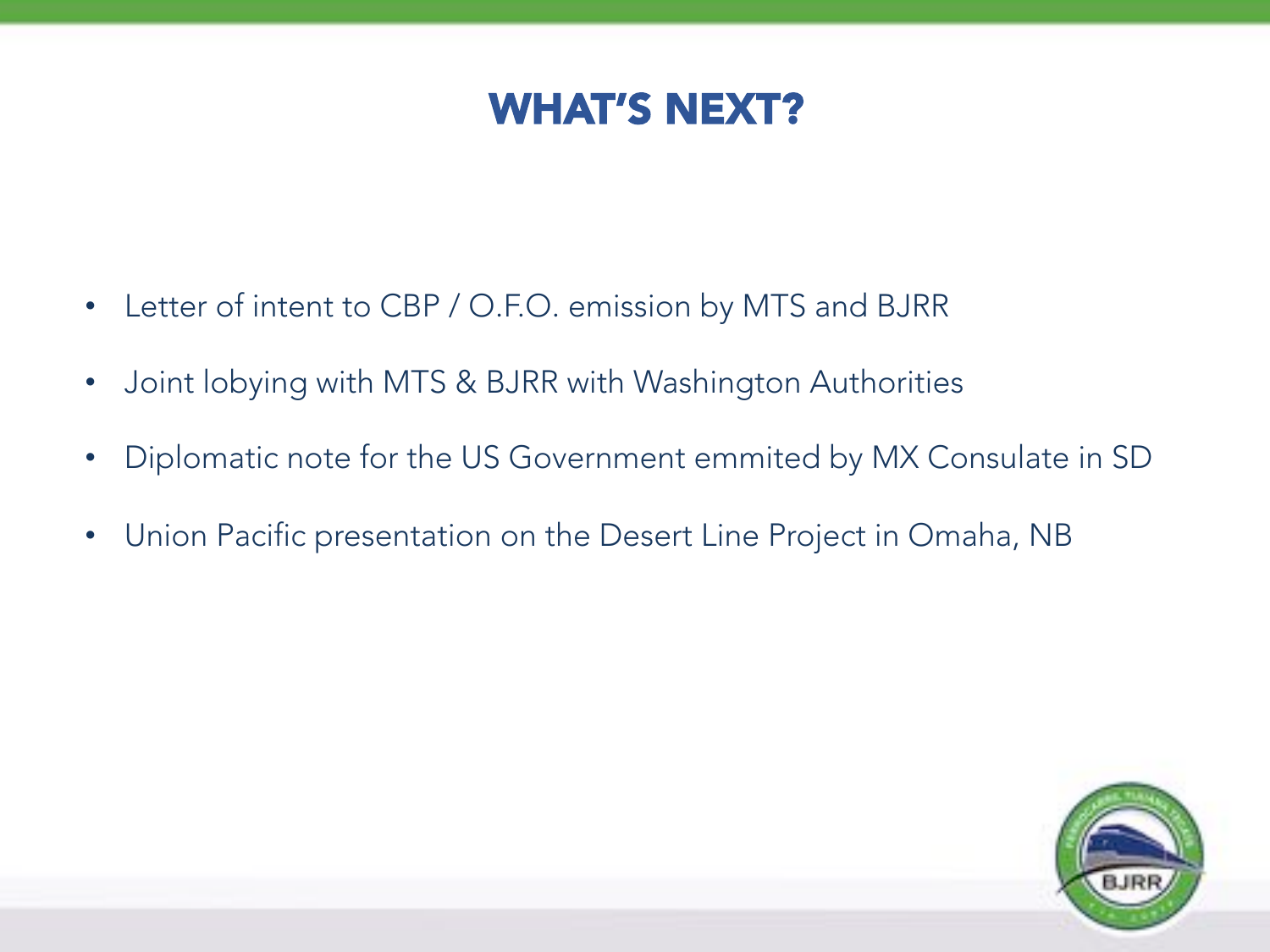# WHAT'S NEXT?

- Letter of intent to CBP / O.F.O. emission by MTS and BJRR
- Joint lobying with MTS & BJRR with Washington Authorities
- Diplomatic note for the US Government emmited by MX Consulate in SD
- Union Pacific presentation on the Desert Line Project in Omaha, NB